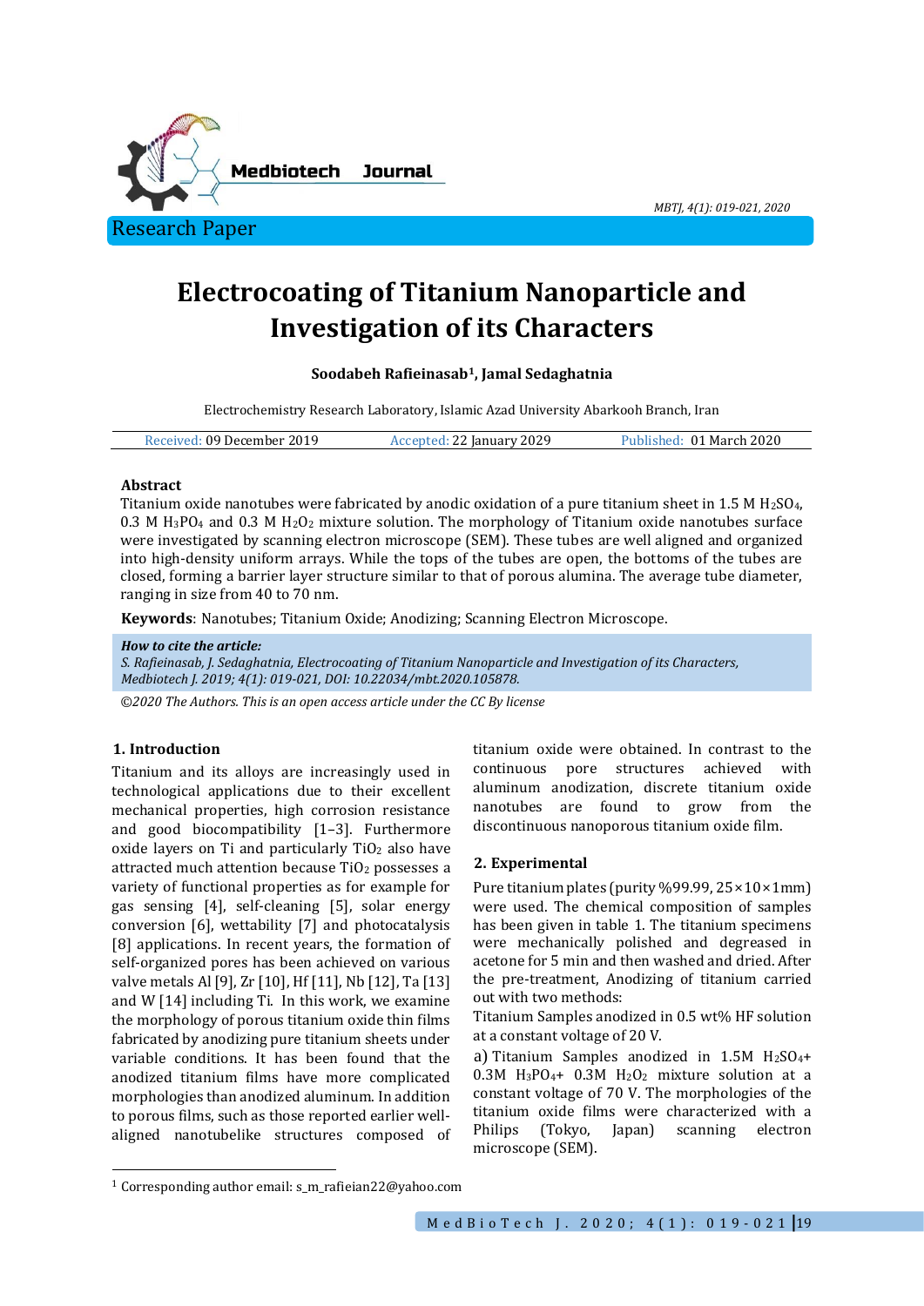Research Paper

# Electrocoating of Titanium Nanoparticle and Investigation of its Characters

**Soodabeh Rafieinasab[1], Jamal Sedaghatnia**

Electrochemistry Research Laboratory, Islamic Azad University Abarkooh Branch, Iran

Received: 09 December 2019 | Accepted: 22 January 2029 | Published: 01 March 2020

### Abstract

Titanium oxide nanotubes were fabricated by anodic oxidation of a pure titanium sheet in 1.5 M $H_2SO_4$, 0.3 M $H_3PO_4$ and 0.3 M $H_2O_2$ mixture solution. The morphology of Titanium oxide nanotubes surface were investigated by scanning electron microscope (SEM). These tubes are well aligned and organized into high-density uniform arrays. While the tops of the tubes are open, the bottoms of the tubes are closed, forming a barrier layer structure similar to that of porous alumina. The average tube diameter, ranging in size from 40 to 70 nm.

**Keywords**: Nanotubes; Titanium Oxide; Anodizing; Scanning Electron Microscope.

***How to cite the article:***
*S. Rafieinasab, J. Sedaghatnia, Electrocoating of Titanium Nanoparticle and Investigation of its Characters, Medbiotech J. 2019; 4(1): 019-021, DOI: 10.22034/mbt.2020.105878.*

*©2020 The Authors. This is an open access article under the CC By license*

## 1. Introduction

Titanium and its alloys are increasingly used in technological applications due to their excellent mechanical properties, high corrosion resistance and good biocompatibility [1–3]. Furthermore oxide layers on Ti and particularly $TiO_2$ also have attracted much attention because $TiO_2$ possesses a variety of functional properties as for example for gas sensing [4], self-cleaning [5], solar energy conversion [6], wettability [7] and photocatalysis [8] applications. In recent years, the formation of self-organized pores has been achieved on various valve metals Al [9], Zr [10], Hf [11], Nb [12], Ta [13] and W [14] including Ti. In this work, we examine the morphology of porous titanium oxide thin films fabricated by anodizing pure titanium sheets under variable conditions. It has been found that the anodized titanium films have more complicated morphologies than anodized aluminum. In addition to porous films, such as those reported earlier well-aligned nanotubelike structures composed of titanium oxide were obtained. In contrast to the continuous pore structures achieved with aluminum anodization, discrete titanium oxide nanotubes are found to grow from the discontinuous nanoporous titanium oxide film.

## 2. Experimental

Pure titanium plates (purity %99.99, 25×10×1mm) were used. The chemical composition of samples has been given in table 1. The titanium specimens were mechanically polished and degreased in acetone for 5 min and then washed and dried. After the pre-treatment, Anodizing of titanium carried out with two methods:

Titanium Samples anodized in 0.5 wt% HF solution at a constant voltage of 20 V.

a) Titanium Samples anodized in 1.5M $H_2SO_4$+ 0.3M $H_3PO_4$+ 0.3M $H_2O_2$ mixture solution at a constant voltage of 70 V. The morphologies of the titanium oxide films were characterized with a Philips (Tokyo, Japan) scanning electron microscope (SEM).

[1] Corresponding author email: s_m_rafieian22@yahoo.com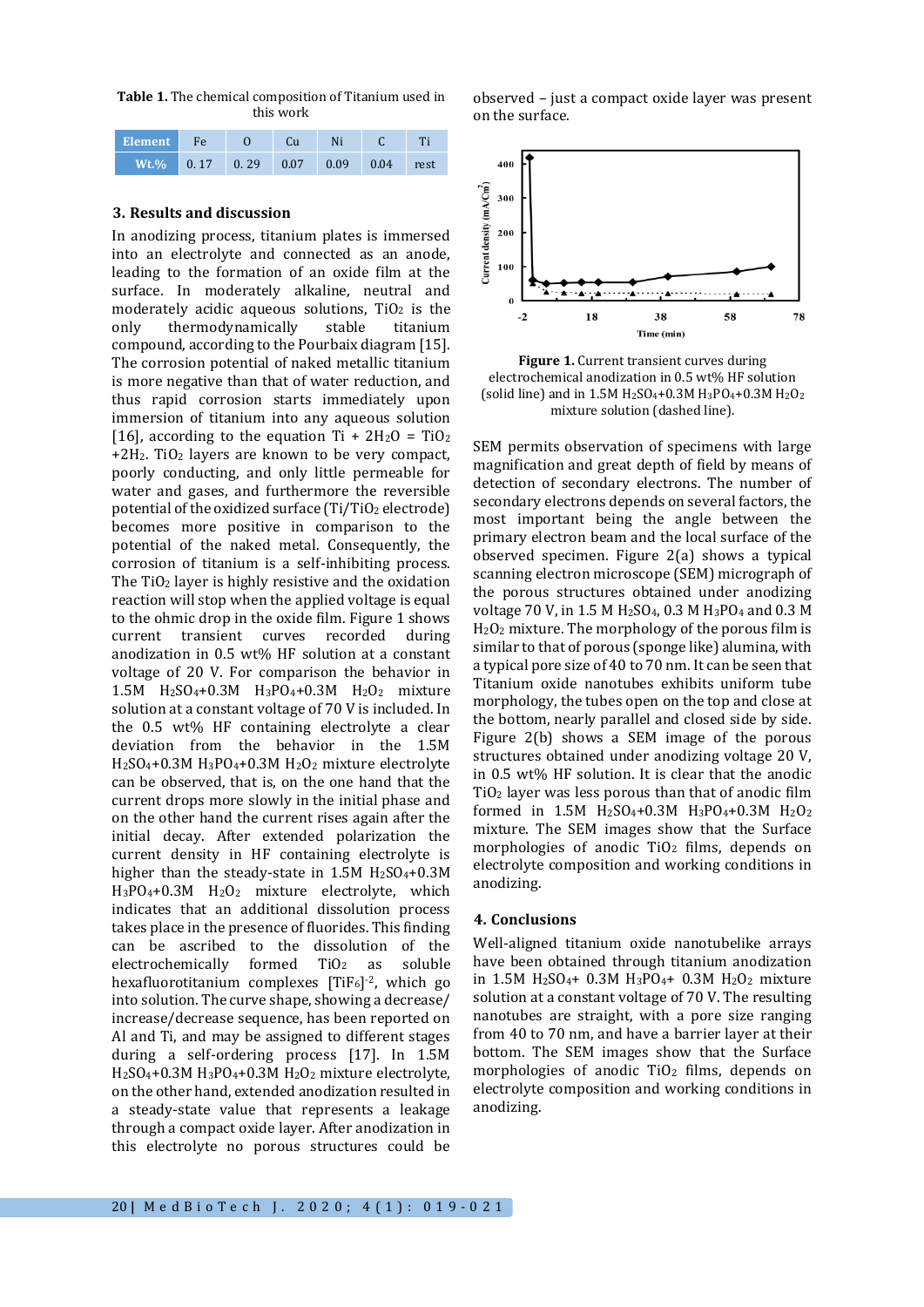**Table 1.** The chemical composition of Titanium used in this work

| Element | Fe | O | Cu | Ni | C | Ti |
|---|---|---|---|---|---|---|
| Wt.% | 0. 17 | 0. 29 | 0.07 | 0.09 | 0.04 | rest |

## 3. Results and discussion

In anodizing process, titanium plates is immersed into an electrolyte and connected as an anode, leading to the formation of an oxide film at the surface. In moderately alkaline, neutral and moderately acidic aqueous solutions, $TiO_2$ is the only thermodynamically stable titanium compound, according to the Pourbaix diagram [15]. The corrosion potential of naked metallic titanium is more negative than that of water reduction, and thus rapid corrosion starts immediately upon immersion of titanium into any aqueous solution [16], according to the equation $Ti + 2H_2O = TiO_2 + 2H_2$. $TiO_2$ layers are known to be very compact, poorly conducting, and only little permeable for water and gases, and furthermore the reversible potential of the oxidized surface ($Ti/TiO_2$ electrode) becomes more positive in comparison to the potential of the naked metal. Consequently, the corrosion of titanium is a self-inhibiting process. The $TiO_2$ layer is highly resistive and the oxidation reaction will stop when the applied voltage is equal to the ohmic drop in the oxide film. Figure 1 shows current transient curves recorded during anodization in 0.5 wt% HF solution at a constant voltage of 20 V. For comparison the behavior in 1.5M $H_2SO_4$+0.3M $H_3PO_4$+0.3M $H_2O_2$ mixture solution at a constant voltage of 70 V is included. In the 0.5 wt% HF containing electrolyte a clear deviation from the behavior in the 1.5M $H_2SO_4$+0.3M $H_3PO_4$+0.3M $H_2O_2$ mixture electrolyte can be observed, that is, on the one hand that the current drops more slowly in the initial phase and on the other hand the current rises again after the initial decay. After extended polarization the current density in HF containing electrolyte is higher than the steady-state in 1.5M $H_2SO_4$+0.3M $H_3PO_4$+0.3M $H_2O_2$ mixture electrolyte, which indicates that an additional dissolution process takes place in the presence of fluorides. This finding can be ascribed to the dissolution of the electrochemically formed $TiO_2$ as soluble hexafluorotitanium complexes $[TiF_6]^{-2}$, which go into solution. The curve shape, showing a decrease/increase/decrease sequence, has been reported on Al and Ti, and may be assigned to different stages during a self-ordering process [17]. In 1.5M $H_2SO_4$+0.3M $H_3PO_4$+0.3M $H_2O_2$ mixture electrolyte, on the other hand, extended anodization resulted in a steady-state value that represents a leakage through a compact oxide layer. After anodization in this electrolyte no porous structures could be observed – just a compact oxide layer was present on the surface.

**Figure 1.** Current transient curves during electrochemical anodization in 0.5 wt% HF solution (solid line) and in 1.5M $H_2SO_4$+0.3M $H_3PO_4$+0.3M $H_2O_2$ mixture solution (dashed line).

SEM permits observation of specimens with large magnification and great depth of field by means of detection of secondary electrons. The number of secondary electrons depends on several factors, the most important being the angle between the primary electron beam and the local surface of the observed specimen. Figure 2(a) shows a typical scanning electron microscope (SEM) micrograph of the porous structures obtained under anodizing voltage 70 V, in 1.5 M $H_2SO_4$, 0.3 M $H_3PO_4$ and 0.3 M $H_2O_2$ mixture. The morphology of the porous film is similar to that of porous (sponge like) alumina, with a typical pore size of 40 to 70 nm. It can be seen that Titanium oxide nanotubes exhibits uniform tube morphology, the tubes open on the top and close at the bottom, nearly parallel and closed side by side. Figure 2(b) shows a SEM image of the porous structures obtained under anodizing voltage 20 V, in 0.5 wt% HF solution. It is clear that the anodic $TiO_2$ layer was less porous than that of anodic film formed in 1.5M $H_2SO_4$+0.3M $H_3PO_4$+0.3M $H_2O_2$ mixture. The SEM images show that the Surface morphologies of anodic $TiO_2$ films, depends on electrolyte composition and working conditions in anodizing.

## 4. Conclusions

Well-aligned titanium oxide nanotubelike arrays have been obtained through titanium anodization in 1.5M $H_2SO_4$+ 0.3M $H_3PO_4$+ 0.3M $H_2O_2$ mixture solution at a constant voltage of 70 V. The resulting nanotubes are straight, with a pore size ranging from 40 to 70 nm, and have a barrier layer at their bottom. The SEM images show that the Surface morphologies of anodic $TiO_2$ films, depends on electrolyte composition and working conditions in anodizing.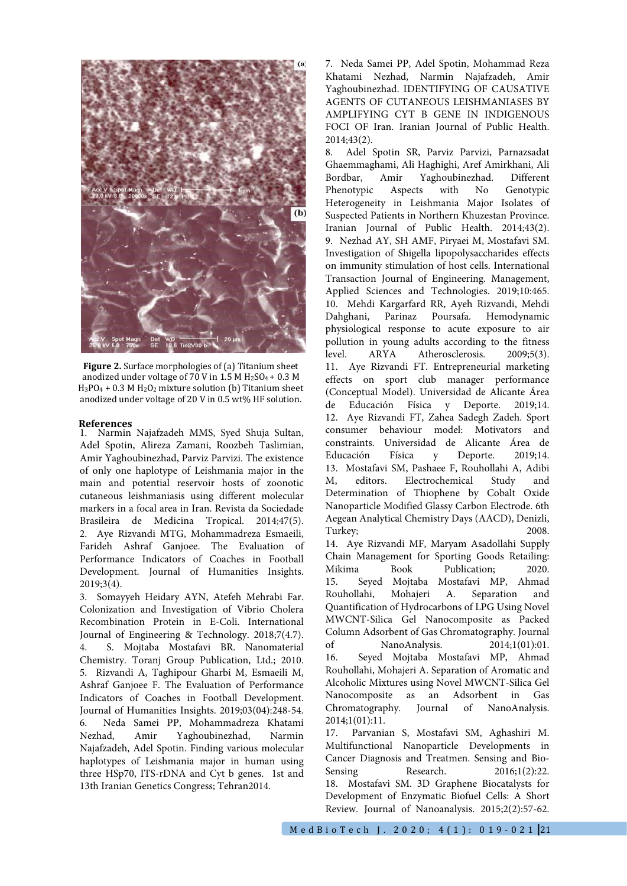Figure 2. Surface morphologies of (a) Titanium sheet anodized under voltage of 70 V in 1.5 M $H_2SO_4$ + 0.3 M $H_3PO_4$ + 0.3 M $H_2O_2$ mixture solution (b) Titanium sheet anodized under voltage of 20 V in 0.5 wt% HF solution.

## References

1. Narmin Najafzadeh MMS, Syed Shuja Sultan, Adel Spotin, Alireza Zamani, Roozbeh Taslimian, Amir Yaghoubinezhad, Parviz Parvizi. The existence of only one haplotype of Leishmania major in the main and potential reservoir hosts of zoonotic cutaneous leishmaniasis using different molecular markers in a focal area in Iran. Revista da Sociedade Brasileira de Medicina Tropical. 2014;47(5).
2. Aye Rizvandi MTG, Mohammadreza Esmaeili, Farideh Ashraf Ganjoee. The Evaluation of Performance Indicators of Coaches in Football Development. Journal of Humanities Insights. 2019;3(4).
3. Somayyeh Heidary AYN, Atefeh Mehrabi Far. Colonization and Investigation of Vibrio Cholera Recombination Protein in E-Coli. International Journal of Engineering & Technology. 2018;7(4.7).
4. S. Mojtaba Mostafavi BR. Nanomaterial Chemistry. Toranj Group Publication, Ltd.; 2010.
5. Rizvandi A, Taghipour Gharbi M, Esmaeili M, Ashraf Ganjoee F. The Evaluation of Performance Indicators of Coaches in Football Development. Journal of Humanities Insights. 2019;03(04):248-54.
6. Neda Samei PP, Mohammadreza Khatami Nezhad, Amir Yaghoubinezhad, Narmin Najafzadeh, Adel Spotin. Finding various molecular haplotypes of Leishmania major in human using three HSp70, ITS-rDNA and Cyt b genes. 1st and 13th Iranian Genetics Congress; Tehran2014.
7. Neda Samei PP, Adel Spotin, Mohammad Reza Khatami Nezhad, Narmin Najafzadeh, Amir Yaghoubinezhad. IDENTIFYING OF CAUSATIVE AGENTS OF CUTANEOUS LEISHMANIASES BY AMPLIFYING CYT B GENE IN INDIGENOUS FOCI OF Iran. Iranian Journal of Public Health. 2014;43(2).
8. Adel Spotin SR, Parviz Parvizi, Parnazsadat Ghaemmaghami, Ali Haghighi, Aref Amirkhani, Ali Bordbar, Amir Yaghoubinezhad. Different Phenotypic Aspects with No Genotypic Heterogeneity in Leishmania Major Isolates of Suspected Patients in Northern Khuzestan Province. Iranian Journal of Public Health. 2014;43(2).
9. Nezhad AY, SH AMF, Piryaei M, Mostafavi SM. Investigation of Shigella lipopolysaccharides effects on immunity stimulation of host cells. International Transaction Journal of Engineering. Management, Applied Sciences and Technologies. 2019;10:465.
10. Mehdi Kargarfard RR, Ayeh Rizvandi, Mehdi Dahghani, Parinaz Poursafa. Hemodynamic physiological response to acute exposure to air pollution in young adults according to the fitness level. ARYA Atherosclerosis. 2009;5(3).
11. Aye Rizvandi FT. Entrepreneurial marketing effects on sport club manager performance (Conceptual Model). Universidad de Alicante Área de Educación Física y Deporte. 2019;14.
12. Aye Rizvandi FT, Zahea Sadegh Zadeh. Sport consumer behaviour model: Motivators and constraints. Universidad de Alicante Área de Educación Física y Deporte. 2019;14.
13. Mostafavi SM, Pashaee F, Rouhollahi A, Adibi M, editors. Electrochemical Study and Determination of Thiophene by Cobalt Oxide Nanoparticle Modified Glassy Carbon Electrode. 6th Aegean Analytical Chemistry Days (AACD), Denizli, Turkey; 2008.
14. Aye Rizvandi MF, Maryam Asadollahi Supply Chain Management for Sporting Goods Retailing: Mikima Book Publication; 2020.
15. Seyed Mojtaba Mostafavi MP, Ahmad Rouhollahi, Mohajeri A. Separation and Quantification of Hydrocarbons of LPG Using Novel MWCNT-Silica Gel Nanocomposite as Packed Column Adsorbent of Gas Chromatography. Journal of NanoAnalysis. 2014;1(01):01.
16. Seyed Mojtaba Mostafavi MP, Ahmad Rouhollahi, Mohajeri A. Separation of Aromatic and Alcoholic Mixtures using Novel MWCNT-Silica Gel Nanocomposite as an Adsorbent in Gas Chromatography. Journal of NanoAnalysis. 2014;1(01):11.
17. Parvanian S, Mostafavi SM, Aghashiri M. Multifunctional Nanoparticle Developments in Cancer Diagnosis and Treatmen. Sensing and Bio-Sensing Research. 2016;1(2):22.
18. Mostafavi SM. 3D Graphene Biocatalysts for Development of Enzymatic Biofuel Cells: A Short Review. Journal of Nanoanalysis. 2015;2(2):57-62.